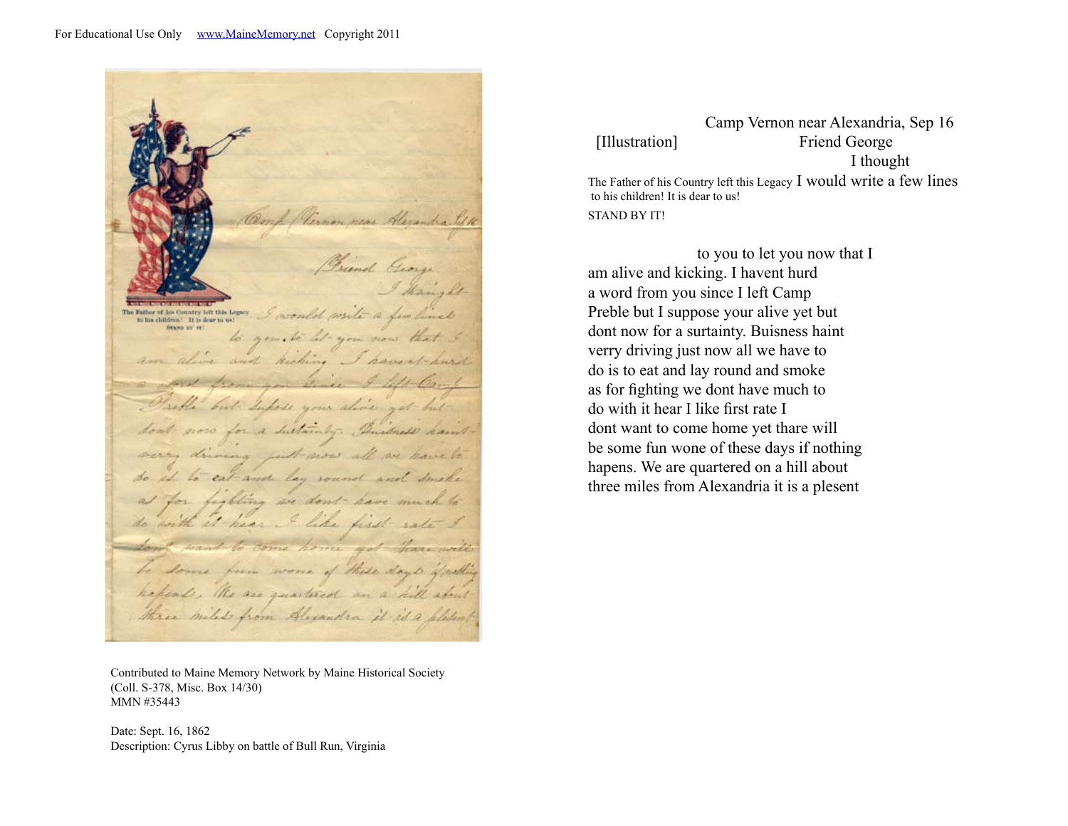Camp Vernon near Alexandria, Sep 16

[Illustration]

Friend George

I thought

The Father of his Country left this Legacy to his children! It is dear to us! STAND BY IT!

I would write a few lines to you to let you now that I am alive and kicking. I havent hurd a word from you since I left Camp Preble but I suppose your alive yet but dont now for a surtainty. Buisness haint verry driving just now all we have to do is to eat and lay round and smoke as for fighting we dont have much to do with it hear I like first rate I dont want to come home yet thare will be some fun wone of these days if nothing hapens. We are quartered on a hill about three miles from Alexandria it is a plesent

Contributed to Maine Memory Network by Maine Historical Society (Coll. S-378, Misc. Box 14/30)
MMN #35443

Date: Sept. 16, 1862
Description: Cyrus Libby on battle of Bull Run, Virginia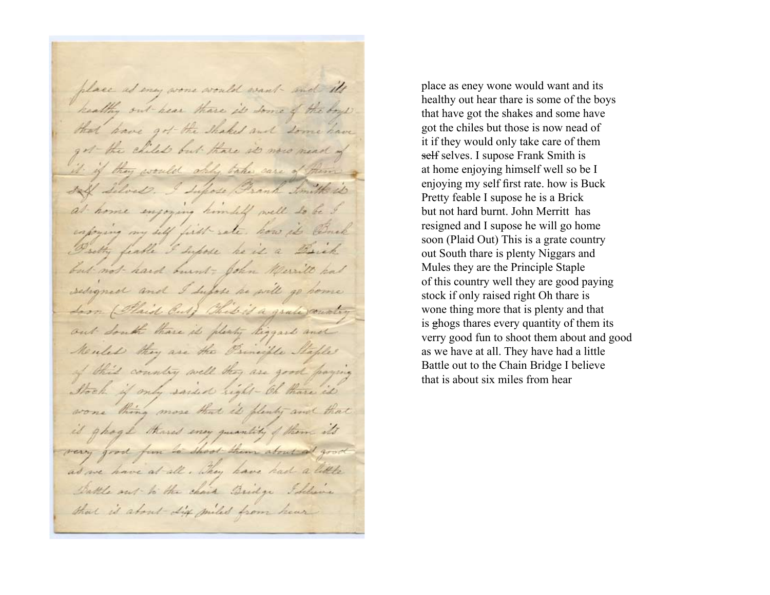place as eney wone would want and its
healthy out hear thare is some of the boys
that have got the shakes and some have
got the chiles but those is now nead of
it if they would only take care of them
~~self~~ selves. I supose Frank Smith is
at home enjoying himself well so be I
enjoying my self first rate. how is Buck
Pretty feable I supose he is a Brick
but not hard burnt. John Merritt has
resigned and I supose he will go home
soon (Plaid Out) This is a grate country
out South thare is plenty Niggars and
Mules they are the Principle Staple
of this country well they are good paying
stock if only raised right Oh thare is
wone thing more that is plenty and that
is ghogs thares every quantity of them its
verry good fun to shoot them about and good
as we have at all. They have had a little
Battle out to the Chain Bridge I believe
that is about six miles from hear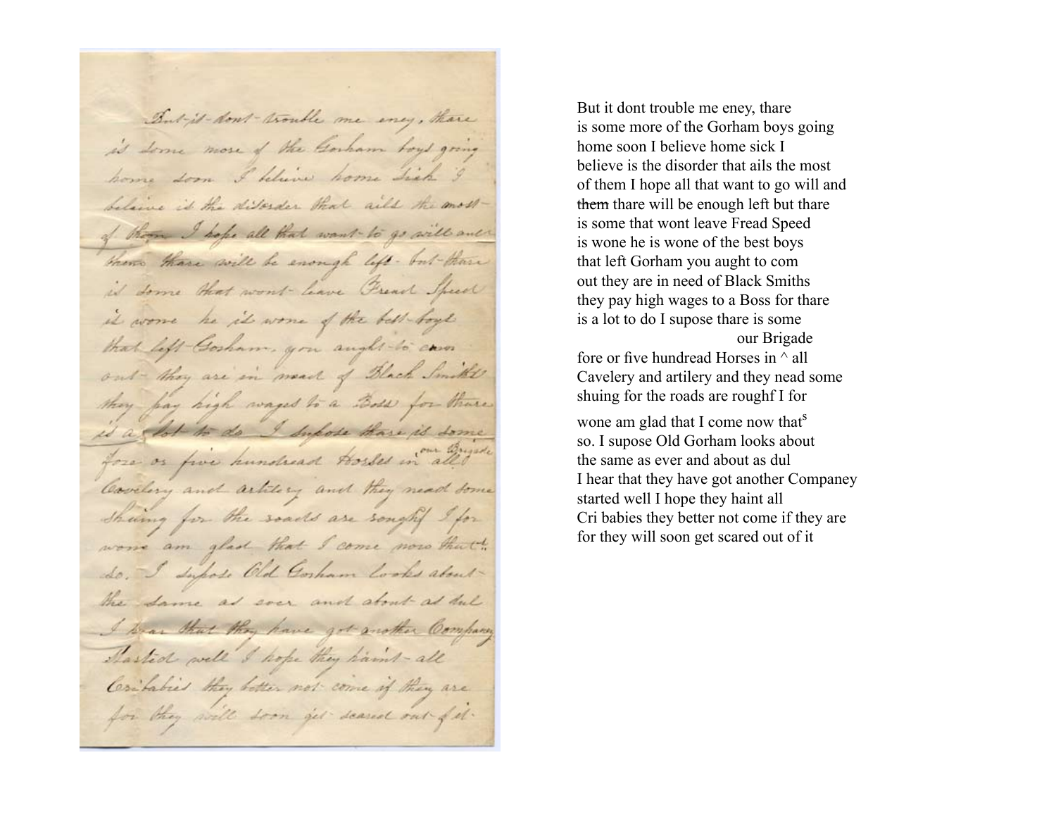But it dont trouble me eney, thare
is some more of the Gorham boys going
home soon I believe home sick I
believe is the disorder that ails the most
of them I hope all that want to go will and
~~them~~ thare will be enough left but thare
is some that wont leave Fread Speed
is wone he is wone of the best boys
that left Gorham you aught to com
out they are in need of Black Smiths
they pay high wages to a Boss for thare
is a lot to do I supose thare is some
our Brigade
fore or five hundread Horses in ^ all
Cavelery and artilery and they nead some
shuing for the roads are roughf I for
wone am glad that I come now that's
so. I supose Old Gorham looks about
the same as ever and about as dul
I hear that they have got another Companey
started well I hope they haint all
Cri babies they better not come if they are
for they will soon get scared out of it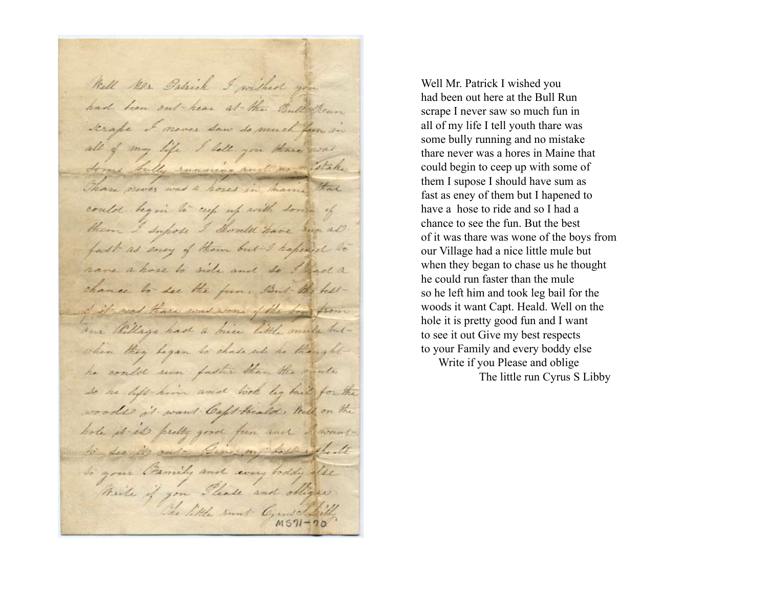Well Mr. Patrick I wished you
had been out here at the Bull Run
scrape I never saw so much fun in
all of my life I tell youth thare was
some bully running and no mistake
thare never was a hores in Maine that
could begin to ceep up with some of
them I supose I should have sum as
fast as eney of them but I hapened to
have a hose to ride and so I had a
chance to see the fun. But the best
of it was thare was wone of the boys from
our Village had a nice little mule but
when they began to chase us he thought
he could run faster than the mule
so he left him and took leg bail for the
woods it want Capt. Heald. Well on the
hole it is pretty good fun and I want
to see it out Give my best respects
to your Family and every boddy else

Write if you Please and oblige

The little run Cyrus S Libby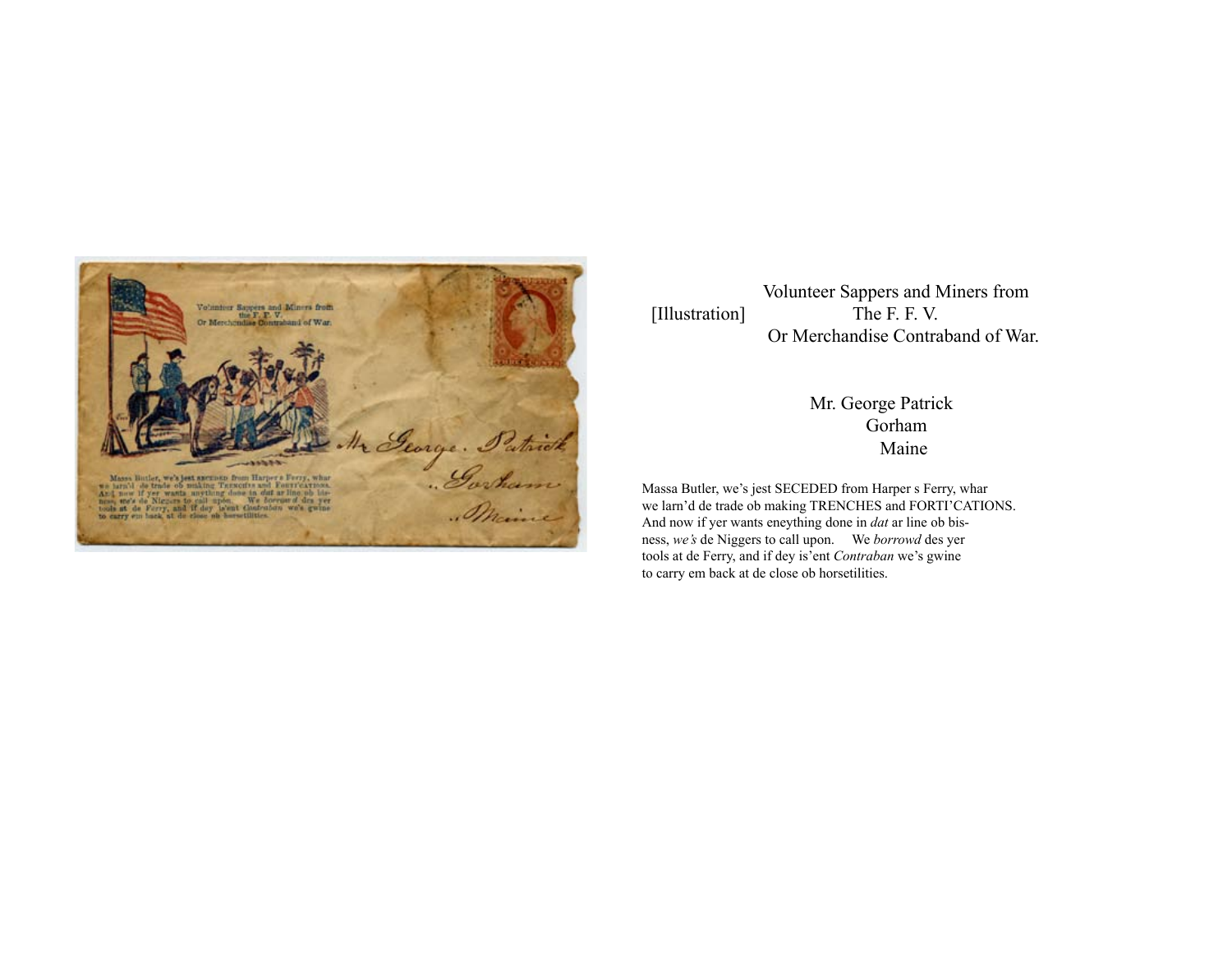[Illustration]

Volunteer Sappers and Miners from
The F. F. V.
Or Merchandise Contraband of War.

Mr. George Patrick
Gorham
Maine

Massa Butler, we's jest SECEDED from Harper s Ferry, whar we larn'd de trade ob making TRENCHES and FORTI'CATIONS. And now if yer wants eneything done in *dat* ar line ob bis-ness, *we's* de Niggers to call upon. We *borrowd* des yer tools at de Ferry, and if dey is'ent *Contraban* we's gwine to carry em back at de close ob horsetilities.